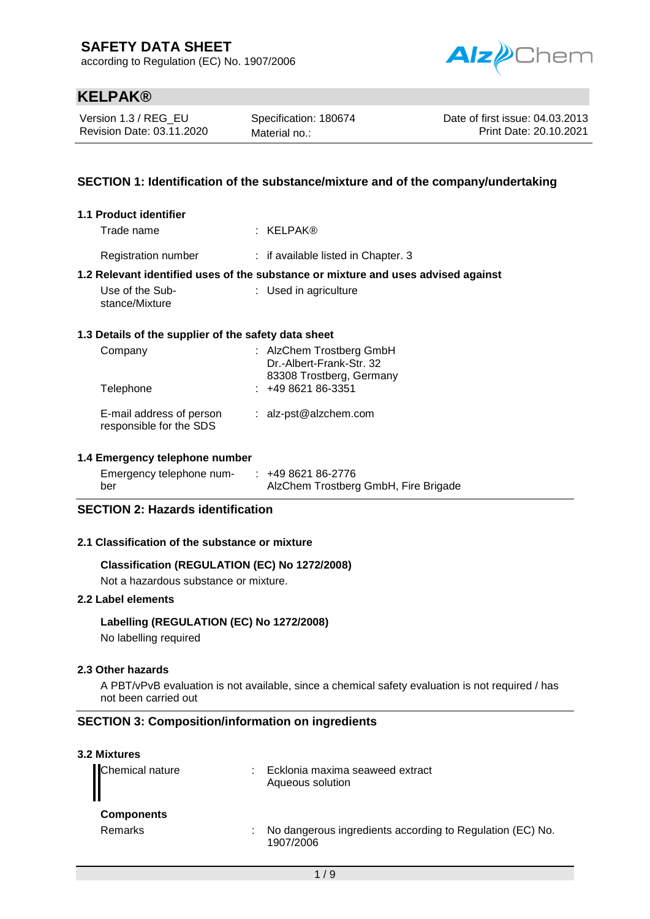# SAFETY DATA SHEET

according to Regulation (EC) No. 1907/2006

## KELPAK®

| Version 1.3 / REG_EU | Specification: 180674 | Date of first issue: 04.03.2013 |
|---|---|---|
| Revision Date: 03.11.2020 | Material no.: | Print Date: 20.10.2021 |

## SECTION 1: Identification of the substance/mixture and of the company/undertaking

### 1.1 Product identifier

Trade name : KELPAK®

Registration number : if available listed in Chapter. 3

### 1.2 Relevant identified uses of the substance or mixture and uses advised against

Use of the Substance/Mixture : Used in agriculture

### 1.3 Details of the supplier of the safety data sheet

Company : AlzChem Trostberg GmbH
Dr.-Albert-Frank-Str. 32
83308 Trostberg, Germany

Telephone : +49 8621 86-3351

E-mail address of person responsible for the SDS : alz-pst@alzchem.com

### 1.4 Emergency telephone number

Emergency telephone number : +49 8621 86-2776
AlzChem Trostberg GmbH, Fire Brigade

## SECTION 2: Hazards identification

### 2.1 Classification of the substance or mixture

**Classification (REGULATION (EC) No 1272/2008)**

Not a hazardous substance or mixture.

### 2.2 Label elements

**Labelling (REGULATION (EC) No 1272/2008)**

No labelling required

### 2.3 Other hazards

A PBT/vPvB evaluation is not available, since a chemical safety evaluation is not required / has not been carried out

## SECTION 3: Composition/information on ingredients

### 3.2 Mixtures

Chemical nature : Ecklonia maxima seaweed extract
Aqueous solution

**Components**

Remarks : No dangerous ingredients according to Regulation (EC) No. 1907/2006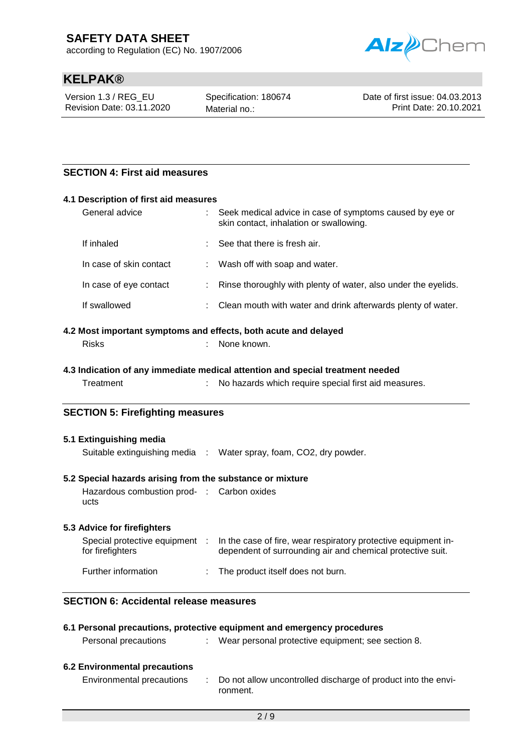## SECTION 4: First aid measures

### 4.1 Description of first aid measures

| | |
|---|---|
| General advice | : Seek medical advice in case of symptoms caused by eye or skin contact, inhalation or swallowing. |
| If inhaled | : See that there is fresh air. |
| In case of skin contact | : Wash off with soap and water. |
| In case of eye contact | : Rinse thoroughly with plenty of water, also under the eyelids. |
| If swallowed | : Clean mouth with water and drink afterwards plenty of water. |

### 4.2 Most important symptoms and effects, both acute and delayed

| | |
|---|---|
| Risks | : None known. |

### 4.3 Indication of any immediate medical attention and special treatment needed

| | |
|---|---|
| Treatment | : No hazards which require special first aid measures. |

## SECTION 5: Firefighting measures

### 5.1 Extinguishing media

| | |
|---|---|
| Suitable extinguishing media | : Water spray, foam, $CO_2$, dry powder. |

### 5.2 Special hazards arising from the substance or mixture

| | |
|---|---|
| Hazardous combustion products | : Carbon oxides |

### 5.3 Advice for firefighters

| | |
|---|---|
| Special protective equipment for firefighters | : In the case of fire, wear respiratory protective equipment independent of surrounding air and chemical protective suit. |
| Further information | : The product itself does not burn. |

## SECTION 6: Accidental release measures

### 6.1 Personal precautions, protective equipment and emergency procedures

| | |
|---|---|
| Personal precautions | : Wear personal protective equipment; see section 8. |

### 6.2 Environmental precautions

| | |
|---|---|
| Environmental precautions | : Do not allow uncontrolled discharge of product into the environment. |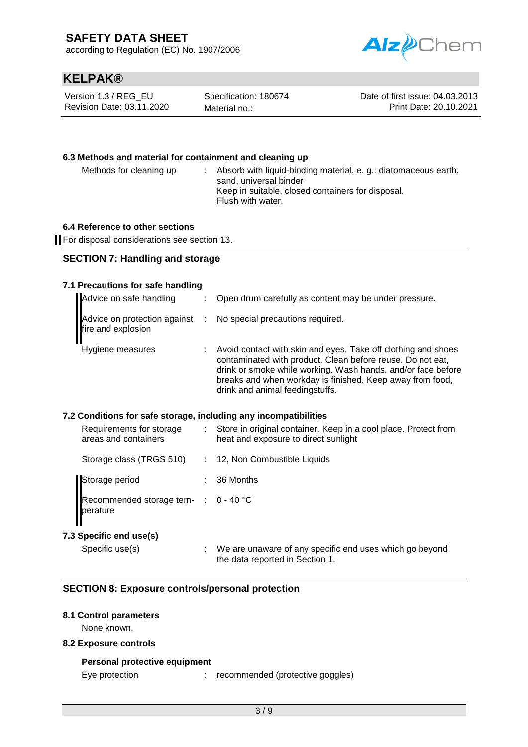### 6.3 Methods and material for containment and cleaning up

| | | |
|---|---|---|
| Methods for cleaning up | : | Absorb with liquid-binding material, e. g.: diatomaceous earth, sand, universal binder<br>Keep in suitable, closed containers for disposal.<br>Flush with water. |

### 6.4 Reference to other sections

For disposal considerations see section 13.

## SECTION 7: Handling and storage

### 7.1 Precautions for safe handling

| | | |
|---|---|---|
| Advice on safe handling | : | Open drum carefully as content may be under pressure. |
| Advice on protection against fire and explosion | : | No special precautions required. |
| Hygiene measures | : | Avoid contact with skin and eyes. Take off clothing and shoes contaminated with product. Clean before reuse. Do not eat, drink or smoke while working. Wash hands, and/or face before breaks and when workday is finished. Keep away from food, drink and animal feedingstuffs. |

### 7.2 Conditions for safe storage, including any incompatibilities

| | | |
|---|---|---|
| Requirements for storage areas and containers | : | Store in original container. Keep in a cool place. Protect from heat and exposure to direct sunlight |
| Storage class (TRGS 510) | : | 12, Non Combustible Liquids |
| Storage period | : | 36 Months |
| Recommended storage temperature | : | 0 - 40 °C |

### 7.3 Specific end use(s)

| | | |
|---|---|---|
| Specific use(s) | : | We are unaware of any specific end uses which go beyond the data reported in Section 1. |

## SECTION 8: Exposure controls/personal protection

### 8.1 Control parameters

None known.

### 8.2 Exposure controls

**Personal protective equipment**

| | | |
|---|---|---|
| Eye protection | : | recommended (protective goggles) |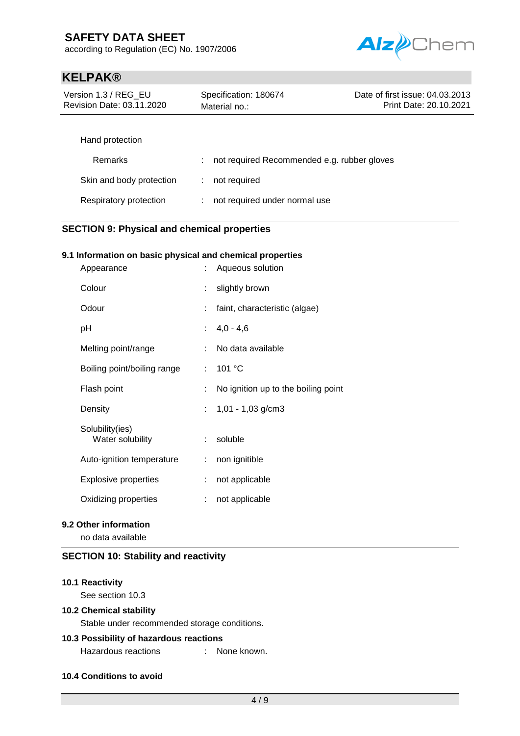Hand protection

| | | |
|---|---|---|
| Remarks | : | not required Recommended e.g. rubber gloves |
| Skin and body protection | : | not required |
| Respiratory protection | : | not required under normal use |

## SECTION 9: Physical and chemical properties

### 9.1 Information on basic physical and chemical properties

| | | |
|---|---|---|
| Appearance | : | Aqueous solution |
| Colour | : | slightly brown |
| Odour | : | faint, characteristic (algae) |
| pH | : | 4,0 - 4,6 |
| Melting point/range | : | No data available |
| Boiling point/boiling range | : | 101 °C |
| Flash point | : | No ignition up to the boiling point |
| Density | : | 1,01 - 1,03 g/cm3 |
| Solubility(ies)<br>Water solubility | : | soluble |
| Auto-ignition temperature | : | non ignitible |
| Explosive properties | : | not applicable |
| Oxidizing properties | : | not applicable |

### 9.2 Other information

no data available

## SECTION 10: Stability and reactivity

### 10.1 Reactivity

See section 10.3

### 10.2 Chemical stability

Stable under recommended storage conditions.

### 10.3 Possibility of hazardous reactions

Hazardous reactions : None known.

### 10.4 Conditions to avoid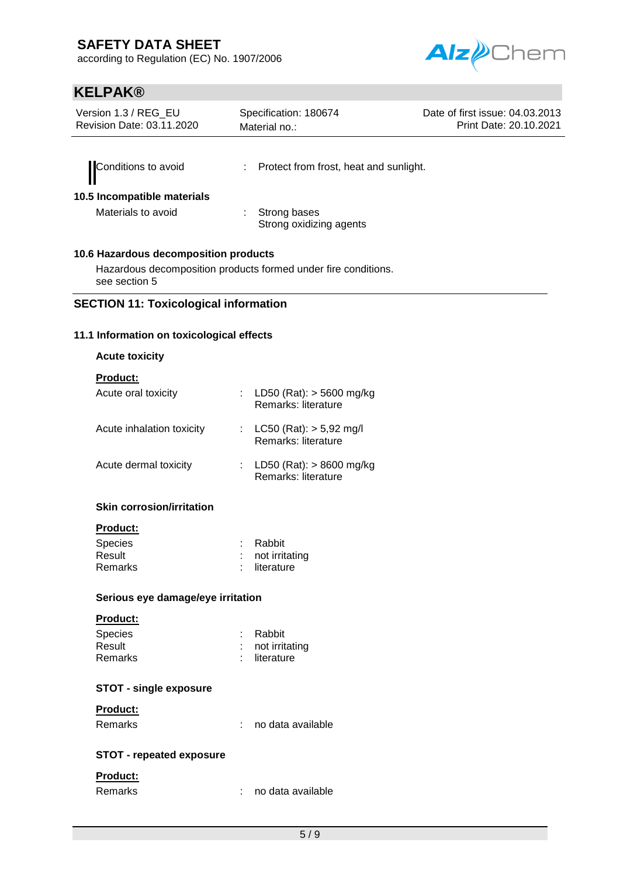Conditions to avoid : Protect from frost, heat and sunlight.

### 10.5 Incompatible materials

Materials to avoid : Strong bases
Strong oxidizing agents

### 10.6 Hazardous decomposition products

Hazardous decomposition products formed under fire conditions.
see section 5

## SECTION 11: Toxicological information

### 11.1 Information on toxicological effects

**Acute toxicity**

**Product:**

Acute oral toxicity : LD50 (Rat): > 5600 mg/kg
Remarks: literature

Acute inhalation toxicity : LC50 (Rat): > 5,92 mg/l
Remarks: literature

Acute dermal toxicity : LD50 (Rat): > 8600 mg/kg
Remarks: literature

**Skin corrosion/irritation**

**Product:**

Species : Rabbit
Result : not irritating
Remarks : literature

**Serious eye damage/eye irritation**

**Product:**

Species : Rabbit
Result : not irritating
Remarks : literature

**STOT - single exposure**

**Product:**

Remarks : no data available

**STOT - repeated exposure**

**Product:**

Remarks : no data available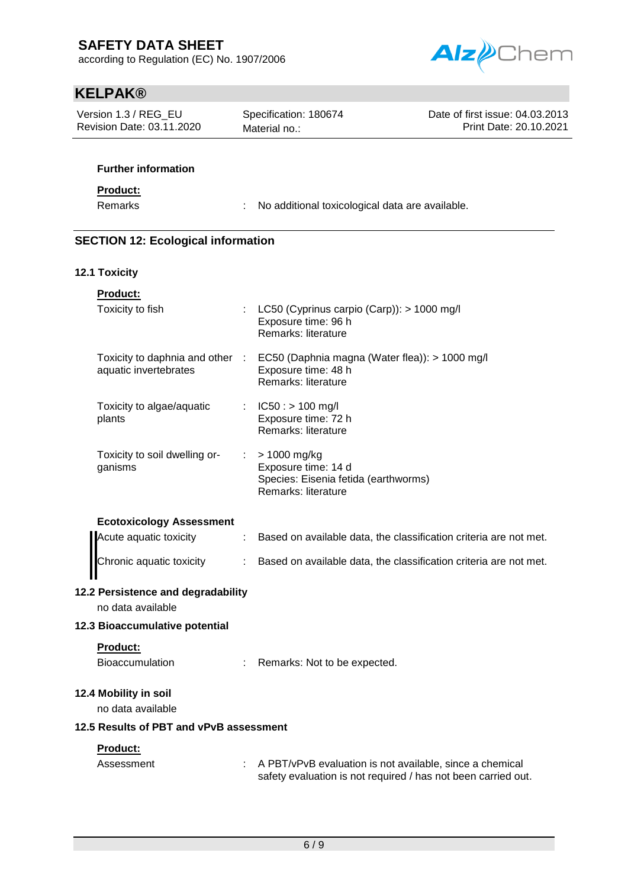**Further information**

**Product:**

| | | |
|---|---|---|
| Remarks | : | No additional toxicological data are available. |

## SECTION 12: Ecological information

### 12.1 Toxicity

**Product:**

| | | |
|---|---|---|
| Toxicity to fish | : | LC50 (Cyprinus carpio (Carp)): > 1000 mg/l<br>Exposure time: 96 h<br>Remarks: literature |
| Toxicity to daphnia and other aquatic invertebrates | : | EC50 (Daphnia magna (Water flea)): > 1000 mg/l<br>Exposure time: 48 h<br>Remarks: literature |
| Toxicity to algae/aquatic plants | : | IC50 : > 100 mg/l<br>Exposure time: 72 h<br>Remarks: literature |
| Toxicity to soil dwelling organisms | : | > 1000 mg/kg<br>Exposure time: 14 d<br>Species: Eisenia fetida (earthworms)<br>Remarks: literature |

**Ecotoxicology Assessment**

| | | |
|---|---|---|
| Acute aquatic toxicity | : | Based on available data, the classification criteria are not met. |
| Chronic aquatic toxicity | : | Based on available data, the classification criteria are not met. |

### 12.2 Persistence and degradability

no data available

### 12.3 Bioaccumulative potential

**Product:**

| | | |
|---|---|---|
| Bioaccumulation | : | Remarks: Not to be expected. |

### 12.4 Mobility in soil

no data available

### 12.5 Results of PBT and vPvB assessment

**Product:**

| | | |
|---|---|---|
| Assessment | : | A PBT/vPvB evaluation is not available, since a chemical safety evaluation is not required / has not been carried out. |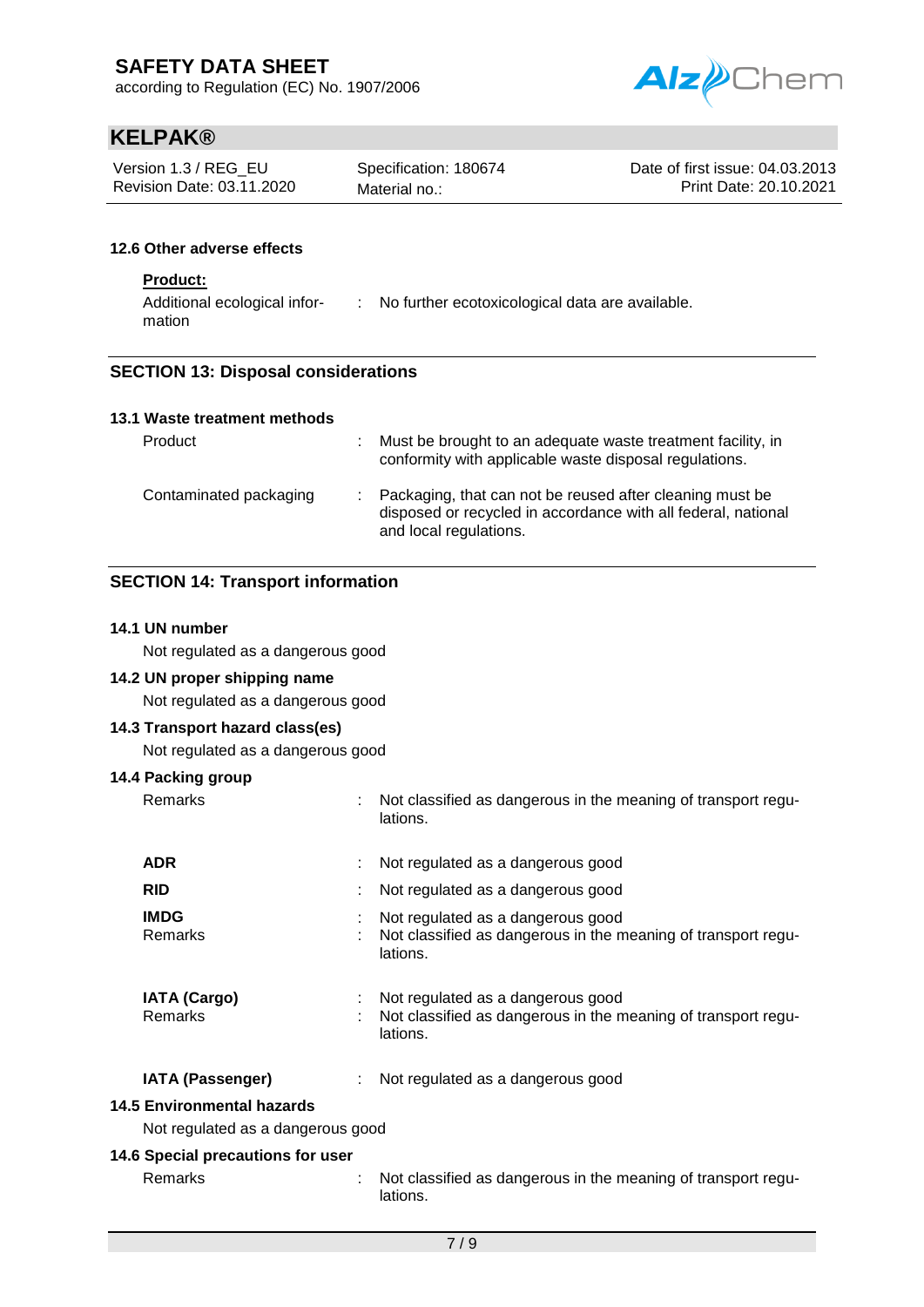### 12.6 Other adverse effects

**Product:**

Additional ecological information : No further ecotoxicological data are available.

## SECTION 13: Disposal considerations

### 13.1 Waste treatment methods

| | |
|---|---|
| Product | Must be brought to an adequate waste treatment facility, in conformity with applicable waste disposal regulations. |
| Contaminated packaging | Packaging, that can not be reused after cleaning must be disposed or recycled in accordance with all federal, national and local regulations. |

## SECTION 14: Transport information

### 14.1 UN number

Not regulated as a dangerous good

### 14.2 UN proper shipping name

Not regulated as a dangerous good

### 14.3 Transport hazard class(es)

Not regulated as a dangerous good

### 14.4 Packing group

| | |
|---|---|
| Remarks | Not classified as dangerous in the meaning of transport regulations. |
| **ADR** | Not regulated as a dangerous good |
| **RID** | Not regulated as a dangerous good |
| **IMDG** | Not regulated as a dangerous good |
| Remarks | Not classified as dangerous in the meaning of transport regulations. |
| **IATA (Cargo)** | Not regulated as a dangerous good |
| Remarks | Not classified as dangerous in the meaning of transport regulations. |
| **IATA (Passenger)** | Not regulated as a dangerous good |

### 14.5 Environmental hazards

Not regulated as a dangerous good

### 14.6 Special precautions for user

Remarks : Not classified as dangerous in the meaning of transport regulations.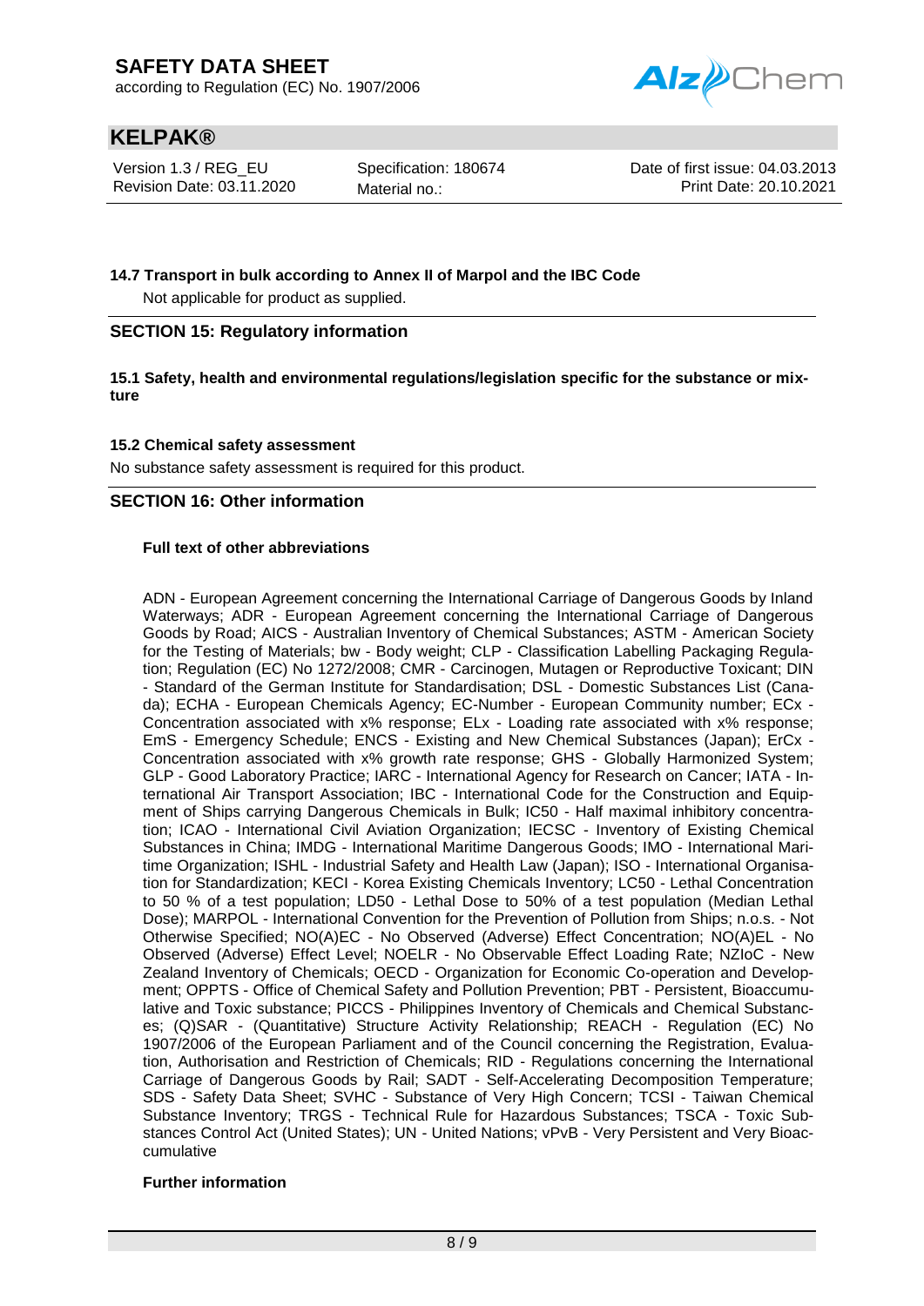#### 14.7 Transport in bulk according to Annex II of Marpol and the IBC Code

Not applicable for product as supplied.

## SECTION 15: Regulatory information

#### 15.1 Safety, health and environmental regulations/legislation specific for the substance or mixture

#### 15.2 Chemical safety assessment

No substance safety assessment is required for this product.

## SECTION 16: Other information

**Full text of other abbreviations**

ADN - European Agreement concerning the International Carriage of Dangerous Goods by Inland Waterways; ADR - European Agreement concerning the International Carriage of Dangerous Goods by Road; AICS - Australian Inventory of Chemical Substances; ASTM - American Society for the Testing of Materials; bw - Body weight; CLP - Classification Labelling Packaging Regulation; Regulation (EC) No 1272/2008; CMR - Carcinogen, Mutagen or Reproductive Toxicant; DIN - Standard of the German Institute for Standardisation; DSL - Domestic Substances List (Canada); ECHA - European Chemicals Agency; EC-Number - European Community number; ECx - Concentration associated with x% response; ELx - Loading rate associated with x% response; EmS - Emergency Schedule; ENCS - Existing and New Chemical Substances (Japan); ErCx - Concentration associated with x% growth rate response; GHS - Globally Harmonized System; GLP - Good Laboratory Practice; IARC - International Agency for Research on Cancer; IATA - International Air Transport Association; IBC - International Code for the Construction and Equipment of Ships carrying Dangerous Chemicals in Bulk; IC50 - Half maximal inhibitory concentration; ICAO - International Civil Aviation Organization; IECSC - Inventory of Existing Chemical Substances in China; IMDG - International Maritime Dangerous Goods; IMO - International Maritime Organization; ISHL - Industrial Safety and Health Law (Japan); ISO - International Organisation for Standardization; KECI - Korea Existing Chemicals Inventory; LC50 - Lethal Concentration to 50 % of a test population; LD50 - Lethal Dose to 50% of a test population (Median Lethal Dose); MARPOL - International Convention for the Prevention of Pollution from Ships; n.o.s. - Not Otherwise Specified; NO(A)EC - No Observed (Adverse) Effect Concentration; NO(A)EL - No Observed (Adverse) Effect Level; NOELR - No Observable Effect Loading Rate; NZIoC - New Zealand Inventory of Chemicals; OECD - Organization for Economic Co-operation and Development; OPPTS - Office of Chemical Safety and Pollution Prevention; PBT - Persistent, Bioaccumulative and Toxic substance; PICCS - Philippines Inventory of Chemicals and Chemical Substances; (Q)SAR - (Quantitative) Structure Activity Relationship; REACH - Regulation (EC) No 1907/2006 of the European Parliament and of the Council concerning the Registration, Evaluation, Authorisation and Restriction of Chemicals; RID - Regulations concerning the International Carriage of Dangerous Goods by Rail; SADT - Self-Accelerating Decomposition Temperature; SDS - Safety Data Sheet; SVHC - Substance of Very High Concern; TCSI - Taiwan Chemical Substance Inventory; TRGS - Technical Rule for Hazardous Substances; TSCA - Toxic Substances Control Act (United States); UN - United Nations; vPvB - Very Persistent and Very Bioaccumulative

**Further information**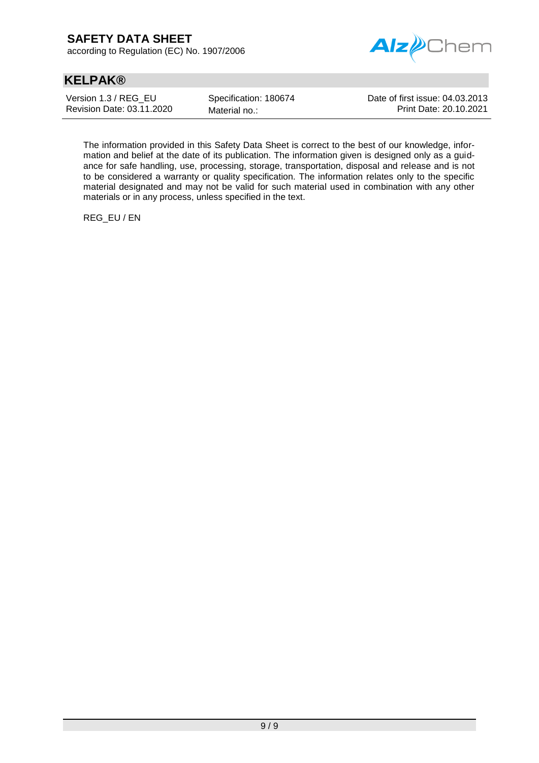The information provided in this Safety Data Sheet is correct to the best of our knowledge, information and belief at the date of its publication. The information given is designed only as a guidance for safe handling, use, processing, storage, transportation, disposal and release and is not to be considered a warranty or quality specification. The information relates only to the specific material designated and may not be valid for such material used in combination with any other materials or in any process, unless specified in the text.

REG_EU / EN